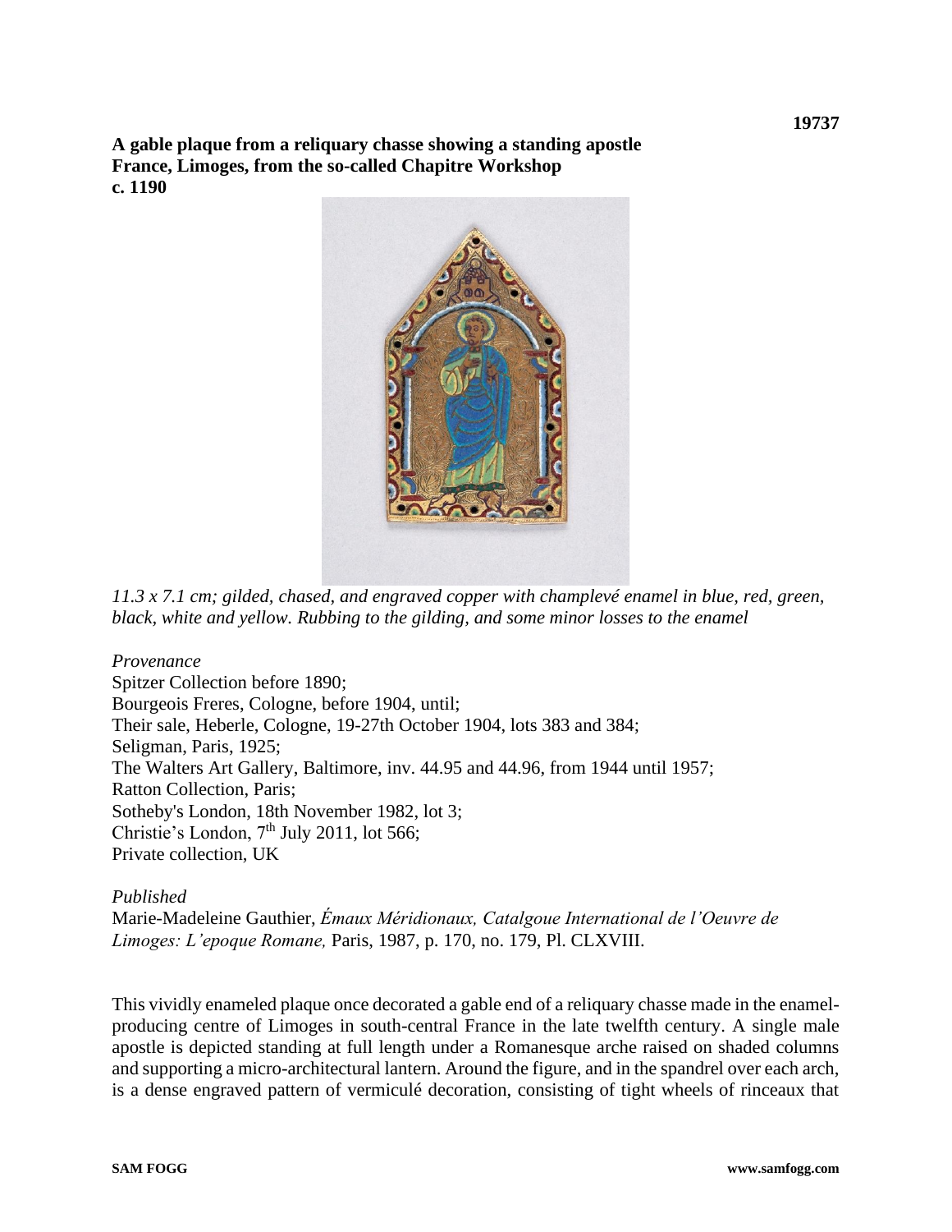**19737**

**A gable plaque from a reliquary chasse showing a standing apostle**
**France, Limoges, from the so-called Chapitre Workshop**
**c. 1190**

*11.3 x 7.1 cm; gilded, chased, and engraved copper with champlevé enamel in blue, red, green, black, white and yellow. Rubbing to the gilding, and some minor losses to the enamel*

*Provenance*
Spitzer Collection before 1890;
Bourgeois Freres, Cologne, before 1904, until;
Their sale, Heberle, Cologne, 19-27th October 1904, lots 383 and 384;
Seligman, Paris, 1925;
The Walters Art Gallery, Baltimore, inv. 44.95 and 44.96, from 1944 until 1957;
Ratton Collection, Paris;
Sotheby's London, 18th November 1982, lot 3;
Christie's London, 7th July 2011, lot 566;
Private collection, UK

*Published*
Marie-Madeleine Gauthier, *Émaux Méridionaux, Catalgoue International de l'Oeuvre de Limoges: L'epoque Romane,* Paris, 1987, p. 170, no. 179, Pl. CLXVIII.

This vividly enameled plaque once decorated a gable end of a reliquary chasse made in the enamel-producing centre of Limoges in south-central France in the late twelfth century. A single male apostle is depicted standing at full length under a Romanesque arche raised on shaded columns and supporting a micro-architectural lantern. Around the figure, and in the spandrel over each arch, is a dense engraved pattern of vermiculé decoration, consisting of tight wheels of rinceaux that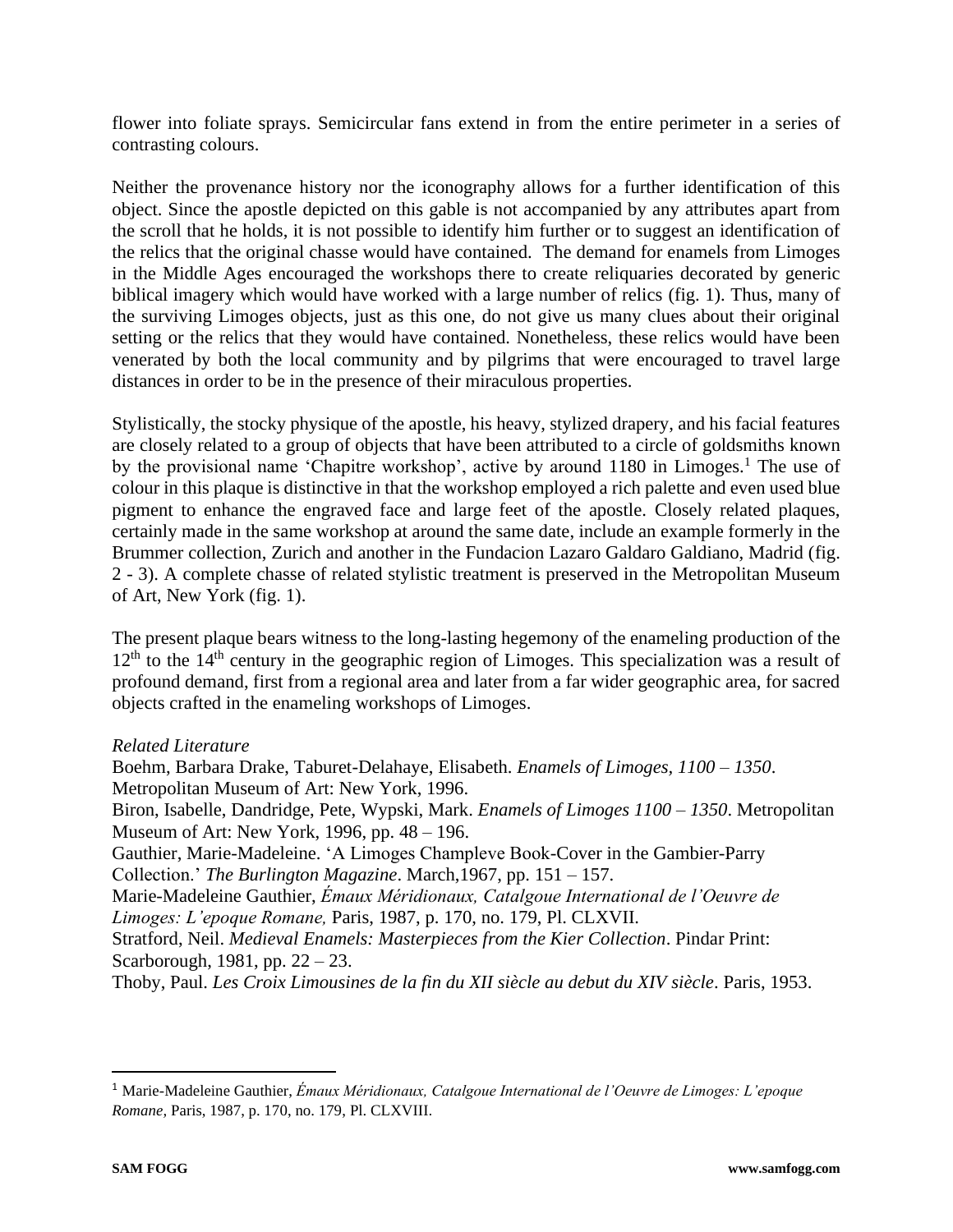flower into foliate sprays. Semicircular fans extend in from the entire perimeter in a series of contrasting colours.

Neither the provenance history nor the iconography allows for a further identification of this object. Since the apostle depicted on this gable is not accompanied by any attributes apart from the scroll that he holds, it is not possible to identify him further or to suggest an identification of the relics that the original chasse would have contained. The demand for enamels from Limoges in the Middle Ages encouraged the workshops there to create reliquaries decorated by generic biblical imagery which would have worked with a large number of relics (fig. 1). Thus, many of the surviving Limoges objects, just as this one, do not give us many clues about their original setting or the relics that they would have contained. Nonetheless, these relics would have been venerated by both the local community and by pilgrims that were encouraged to travel large distances in order to be in the presence of their miraculous properties.

Stylistically, the stocky physique of the apostle, his heavy, stylized drapery, and his facial features are closely related to a group of objects that have been attributed to a circle of goldsmiths known by the provisional name 'Chapitre workshop', active by around 1180 in Limoges.[1] The use of colour in this plaque is distinctive in that the workshop employed a rich palette and even used blue pigment to enhance the engraved face and large feet of the apostle. Closely related plaques, certainly made in the same workshop at around the same date, include an example formerly in the Brummer collection, Zurich and another in the Fundacion Lazaro Galdaro Galdiano, Madrid (fig. 2 - 3). A complete chasse of related stylistic treatment is preserved in the Metropolitan Museum of Art, New York (fig. 1).

The present plaque bears witness to the long-lasting hegemony of the enameling production of the 12th to the 14th century in the geographic region of Limoges. This specialization was a result of profound demand, first from a regional area and later from a far wider geographic area, for sacred objects crafted in the enameling workshops of Limoges.

*Related Literature*

Boehm, Barbara Drake, Taburet-Delahaye, Elisabeth. *Enamels of Limoges, 1100 – 1350*. Metropolitan Museum of Art: New York, 1996.

Biron, Isabelle, Dandridge, Pete, Wypski, Mark. *Enamels of Limoges 1100 – 1350*. Metropolitan Museum of Art: New York, 1996, pp. 48 – 196.

Gauthier, Marie-Madeleine. 'A Limoges Champleve Book-Cover in the Gambier-Parry Collection.' *The Burlington Magazine*. March,1967, pp. 151 – 157.

Marie-Madeleine Gauthier, *Émaux Méridionaux, Catalgoue International de l'Oeuvre de Limoges: L'epoque Romane,* Paris, 1987, p. 170, no. 179, Pl. CLXVII.

Stratford, Neil. *Medieval Enamels: Masterpieces from the Kier Collection*. Pindar Print: Scarborough, 1981, pp. 22 – 23.

Thoby, Paul. *Les Croix Limousines de la fin du XII siècle au debut du XIV siècle*. Paris, 1953.

---

[1] Marie-Madeleine Gauthier, *Émaux Méridionaux, Catalgoue International de l'Oeuvre de Limoges: L'epoque Romane,* Paris, 1987, p. 170, no. 179, Pl. CLXVIII.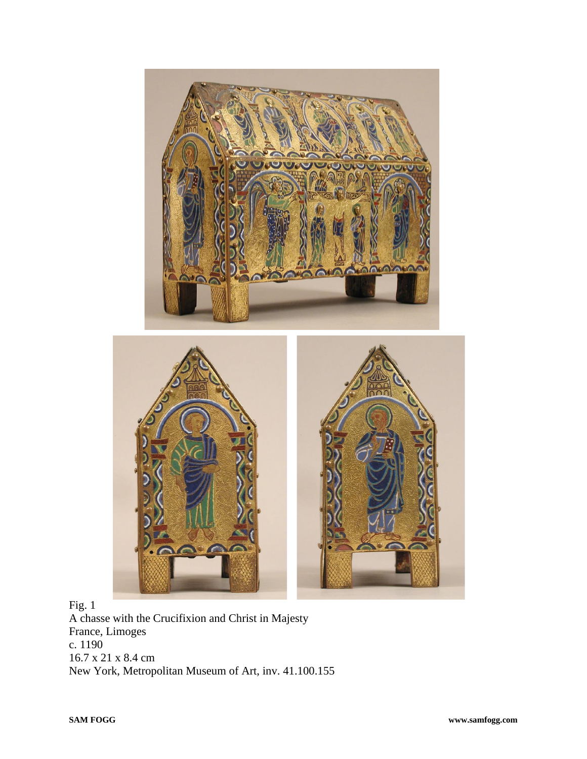Fig. 1
A chasse with the Crucifixion and Christ in Majesty
France, Limoges
c. 1190
16.7 x 21 x 8.4 cm
New York, Metropolitan Museum of Art, inv. 41.100.155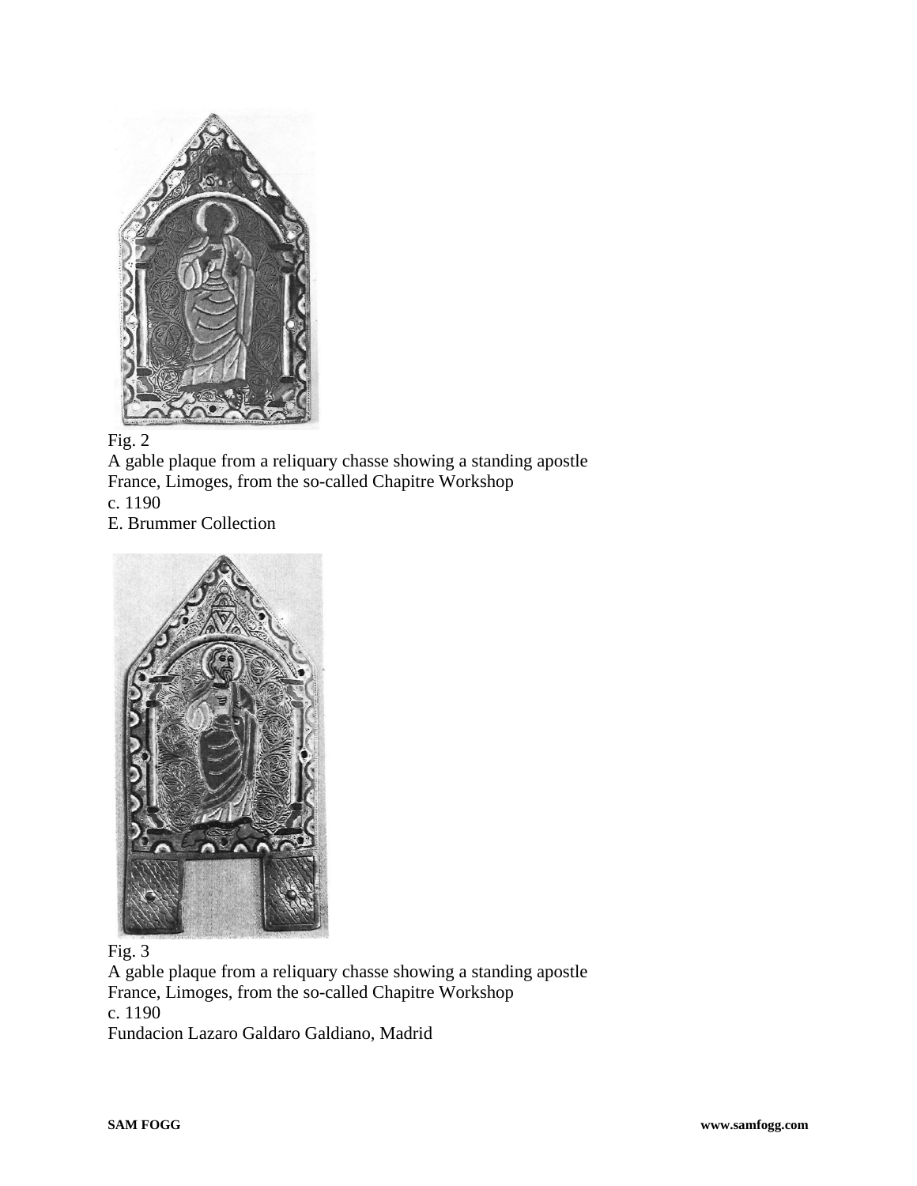Fig. 2
A gable plaque from a reliquary chasse showing a standing apostle
France, Limoges, from the so-called Chapitre Workshop
c. 1190
E. Brummer Collection

Fig. 3
A gable plaque from a reliquary chasse showing a standing apostle
France, Limoges, from the so-called Chapitre Workshop
c. 1190
Fundacion Lazaro Galdaro Galdiano, Madrid